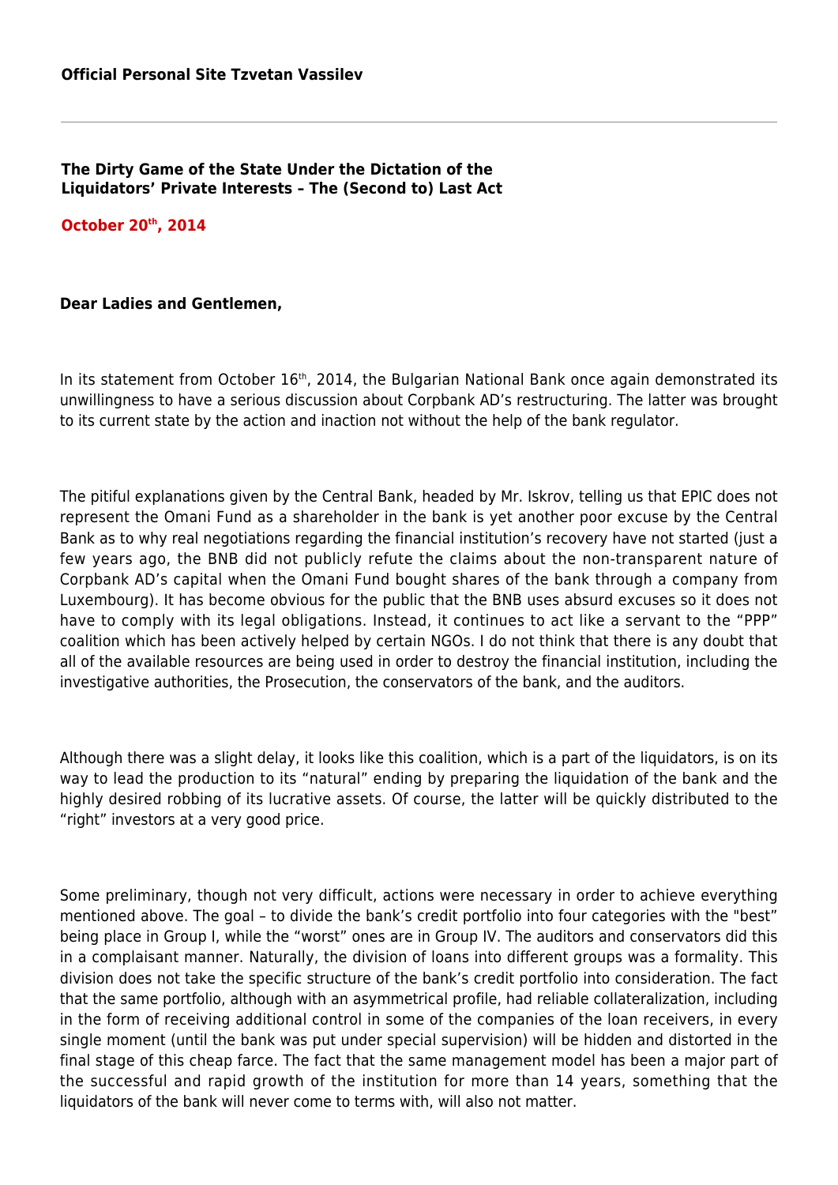**Official Personal Site Tzvetan Vassilev**

---

## The Dirty Game of the State Under the Dictation of the Liquidators' Private Interests – The (Second to) Last Act

**October 20th, 2014**

**Dear Ladies and Gentlemen,**

In its statement from October 16th, 2014, the Bulgarian National Bank once again demonstrated its unwillingness to have a serious discussion about Corpbank AD's restructuring. The latter was brought to its current state by the action and inaction not without the help of the bank regulator.

The pitiful explanations given by the Central Bank, headed by Mr. Iskrov, telling us that EPIC does not represent the Omani Fund as a shareholder in the bank is yet another poor excuse by the Central Bank as to why real negotiations regarding the financial institution's recovery have not started (just a few years ago, the BNB did not publicly refute the claims about the non-transparent nature of Corpbank AD's capital when the Omani Fund bought shares of the bank through a company from Luxembourg). It has become obvious for the public that the BNB uses absurd excuses so it does not have to comply with its legal obligations. Instead, it continues to act like a servant to the "PPP" coalition which has been actively helped by certain NGOs. I do not think that there is any doubt that all of the available resources are being used in order to destroy the financial institution, including the investigative authorities, the Prosecution, the conservators of the bank, and the auditors.

Although there was a slight delay, it looks like this coalition, which is a part of the liquidators, is on its way to lead the production to its "natural" ending by preparing the liquidation of the bank and the highly desired robbing of its lucrative assets. Of course, the latter will be quickly distributed to the "right" investors at a very good price.

Some preliminary, though not very difficult, actions were necessary in order to achieve everything mentioned above. The goal – to divide the bank's credit portfolio into four categories with the "best" being place in Group I, while the "worst" ones are in Group IV. The auditors and conservators did this in a complaisant manner. Naturally, the division of loans into different groups was a formality. This division does not take the specific structure of the bank's credit portfolio into consideration. The fact that the same portfolio, although with an asymmetrical profile, had reliable collateralization, including in the form of receiving additional control in some of the companies of the loan receivers, in every single moment (until the bank was put under special supervision) will be hidden and distorted in the final stage of this cheap farce. The fact that the same management model has been a major part of the successful and rapid growth of the institution for more than 14 years, something that the liquidators of the bank will never come to terms with, will also not matter.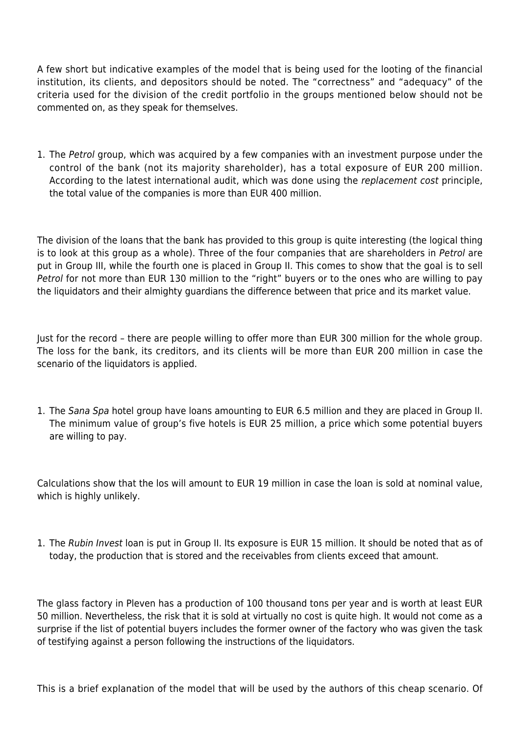A few short but indicative examples of the model that is being used for the looting of the financial institution, its clients, and depositors should be noted. The "correctness" and "adequacy" of the criteria used for the division of the credit portfolio in the groups mentioned below should not be commented on, as they speak for themselves.

1. The *Petrol* group, which was acquired by a few companies with an investment purpose under the control of the bank (not its majority shareholder), has a total exposure of EUR 200 million. According to the latest international audit, which was done using the *replacement cost* principle, the total value of the companies is more than EUR 400 million.

The division of the loans that the bank has provided to this group is quite interesting (the logical thing is to look at this group as a whole). Three of the four companies that are shareholders in *Petrol* are put in Group III, while the fourth one is placed in Group II. This comes to show that the goal is to sell *Petrol* for not more than EUR 130 million to the "right" buyers or to the ones who are willing to pay the liquidators and their almighty guardians the difference between that price and its market value.

Just for the record – there are people willing to offer more than EUR 300 million for the whole group. The loss for the bank, its creditors, and its clients will be more than EUR 200 million in case the scenario of the liquidators is applied.

1. The *Sana Spa* hotel group have loans amounting to EUR 6.5 million and they are placed in Group II. The minimum value of group's five hotels is EUR 25 million, a price which some potential buyers are willing to pay.

Calculations show that the los will amount to EUR 19 million in case the loan is sold at nominal value, which is highly unlikely.

1. The *Rubin Invest* loan is put in Group II. Its exposure is EUR 15 million. It should be noted that as of today, the production that is stored and the receivables from clients exceed that amount.

The glass factory in Pleven has a production of 100 thousand tons per year and is worth at least EUR 50 million. Nevertheless, the risk that it is sold at virtually no cost is quite high. It would not come as a surprise if the list of potential buyers includes the former owner of the factory who was given the task of testifying against a person following the instructions of the liquidators.

This is a brief explanation of the model that will be used by the authors of this cheap scenario. Of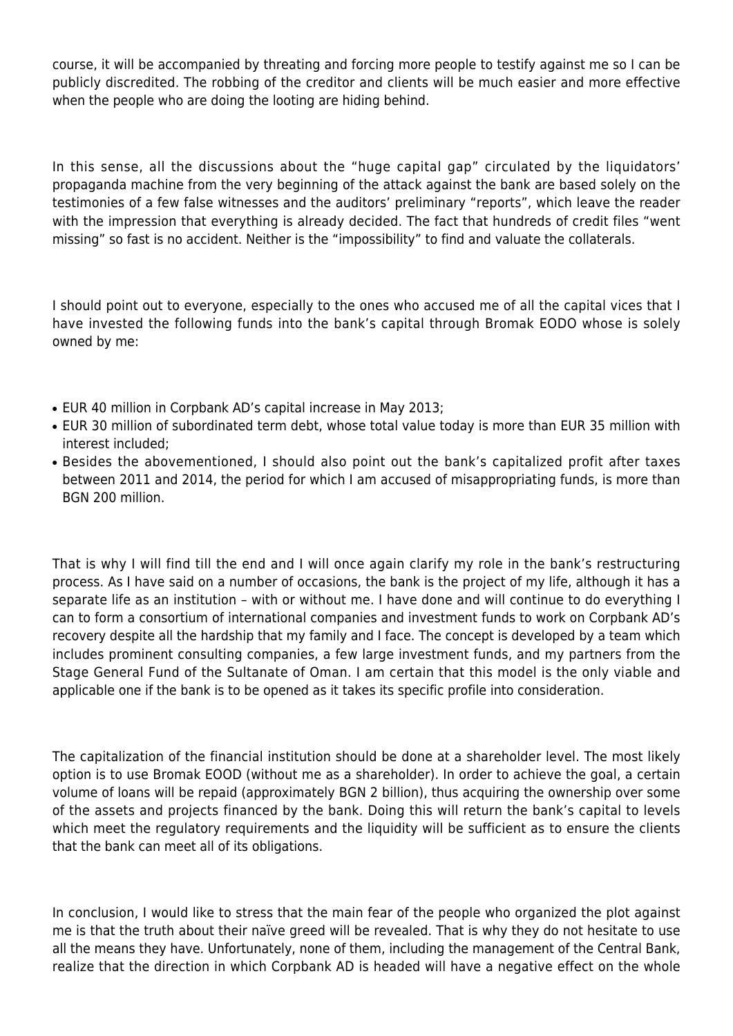course, it will be accompanied by threating and forcing more people to testify against me so I can be publicly discredited. The robbing of the creditor and clients will be much easier and more effective when the people who are doing the looting are hiding behind.

In this sense, all the discussions about the "huge capital gap" circulated by the liquidators' propaganda machine from the very beginning of the attack against the bank are based solely on the testimonies of a few false witnesses and the auditors' preliminary "reports", which leave the reader with the impression that everything is already decided. The fact that hundreds of credit files "went missing" so fast is no accident. Neither is the "impossibility" to find and valuate the collaterals.

I should point out to everyone, especially to the ones who accused me of all the capital vices that I have invested the following funds into the bank's capital through Bromak EODO whose is solely owned by me:

- EUR 40 million in Corpbank AD's capital increase in May 2013;
- EUR 30 million of subordinated term debt, whose total value today is more than EUR 35 million with interest included;
- Besides the abovementioned, I should also point out the bank's capitalized profit after taxes between 2011 and 2014, the period for which I am accused of misappropriating funds, is more than BGN 200 million.

That is why I will find till the end and I will once again clarify my role in the bank's restructuring process. As I have said on a number of occasions, the bank is the project of my life, although it has a separate life as an institution – with or without me. I have done and will continue to do everything I can to form a consortium of international companies and investment funds to work on Corpbank AD's recovery despite all the hardship that my family and I face. The concept is developed by a team which includes prominent consulting companies, a few large investment funds, and my partners from the Stage General Fund of the Sultanate of Oman. I am certain that this model is the only viable and applicable one if the bank is to be opened as it takes its specific profile into consideration.

The capitalization of the financial institution should be done at a shareholder level. The most likely option is to use Bromak EOOD (without me as a shareholder). In order to achieve the goal, a certain volume of loans will be repaid (approximately BGN 2 billion), thus acquiring the ownership over some of the assets and projects financed by the bank. Doing this will return the bank's capital to levels which meet the regulatory requirements and the liquidity will be sufficient as to ensure the clients that the bank can meet all of its obligations.

In conclusion, I would like to stress that the main fear of the people who organized the plot against me is that the truth about their naïve greed will be revealed. That is why they do not hesitate to use all the means they have. Unfortunately, none of them, including the management of the Central Bank, realize that the direction in which Corpbank AD is headed will have a negative effect on the whole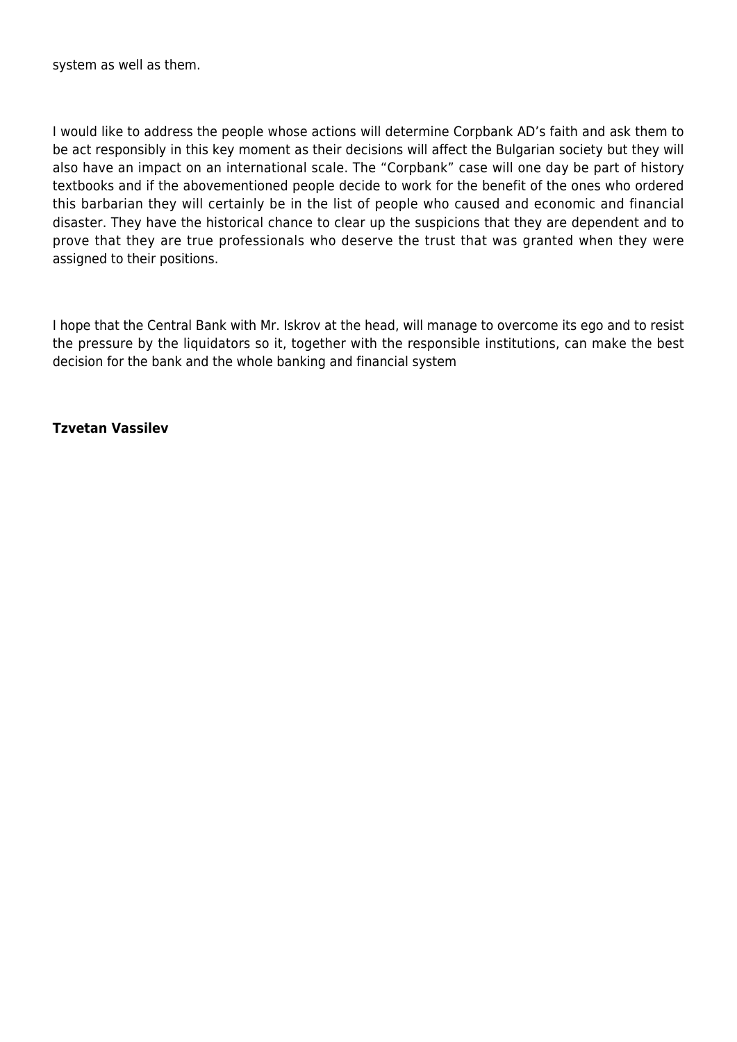system as well as them.

I would like to address the people whose actions will determine Corpbank AD's faith and ask them to be act responsibly in this key moment as their decisions will affect the Bulgarian society but they will also have an impact on an international scale. The "Corpbank" case will one day be part of history textbooks and if the abovementioned people decide to work for the benefit of the ones who ordered this barbarian they will certainly be in the list of people who caused and economic and financial disaster. They have the historical chance to clear up the suspicions that they are dependent and to prove that they are true professionals who deserve the trust that was granted when they were assigned to their positions.

I hope that the Central Bank with Mr. Iskrov at the head, will manage to overcome its ego and to resist the pressure by the liquidators so it, together with the responsible institutions, can make the best decision for the bank and the whole banking and financial system

**Tzvetan Vassilev**